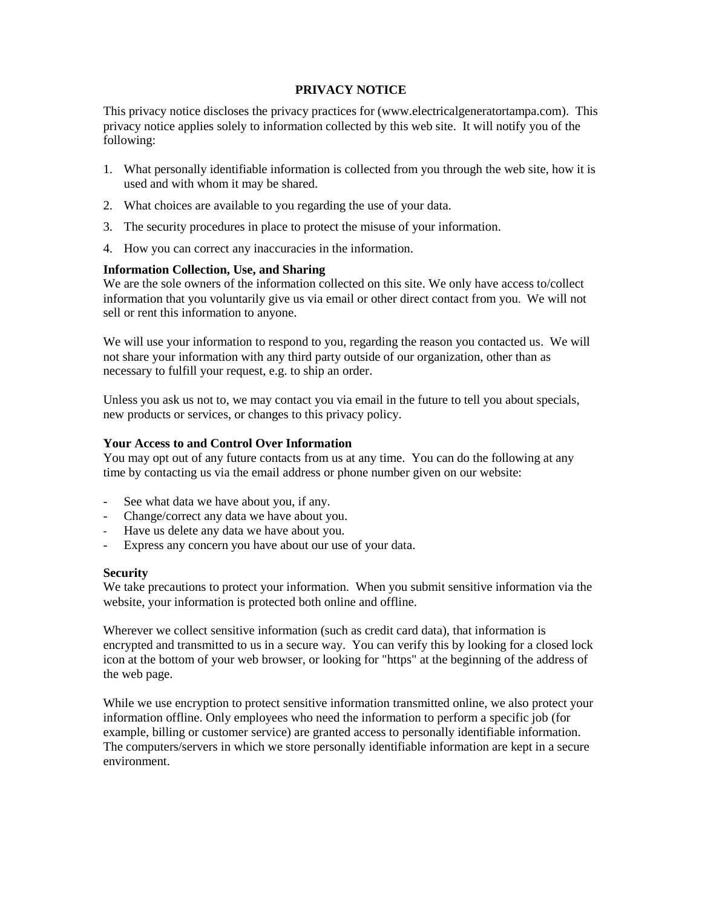# PRIVACY NOTICE

This privacy notice discloses the privacy practices for (www.electricalgeneratortampa.com). This privacy notice applies solely to information collected by this web site. It will notify you of the following:

1. What personally identifiable information is collected from you through the web site, how it is used and with whom it may be shared.
2. What choices are available to you regarding the use of your data.
3. The security procedures in place to protect the misuse of your information.
4. How you can correct any inaccuracies in the information.

**Information Collection, Use, and Sharing**
We are the sole owners of the information collected on this site. We only have access to/collect information that you voluntarily give us via email or other direct contact from you. We will not sell or rent this information to anyone.

We will use your information to respond to you, regarding the reason you contacted us. We will not share your information with any third party outside of our organization, other than as necessary to fulfill your request, e.g. to ship an order.

Unless you ask us not to, we may contact you via email in the future to tell you about specials, new products or services, or changes to this privacy policy.

**Your Access to and Control Over Information**
You may opt out of any future contacts from us at any time. You can do the following at any time by contacting us via the email address or phone number given on our website:

- See what data we have about you, if any.
- Change/correct any data we have about you.
- Have us delete any data we have about you.
- Express any concern you have about our use of your data.

**Security**
We take precautions to protect your information. When you submit sensitive information via the website, your information is protected both online and offline.

Wherever we collect sensitive information (such as credit card data), that information is encrypted and transmitted to us in a secure way. You can verify this by looking for a closed lock icon at the bottom of your web browser, or looking for "https" at the beginning of the address of the web page.

While we use encryption to protect sensitive information transmitted online, we also protect your information offline. Only employees who need the information to perform a specific job (for example, billing or customer service) are granted access to personally identifiable information. The computers/servers in which we store personally identifiable information are kept in a secure environment.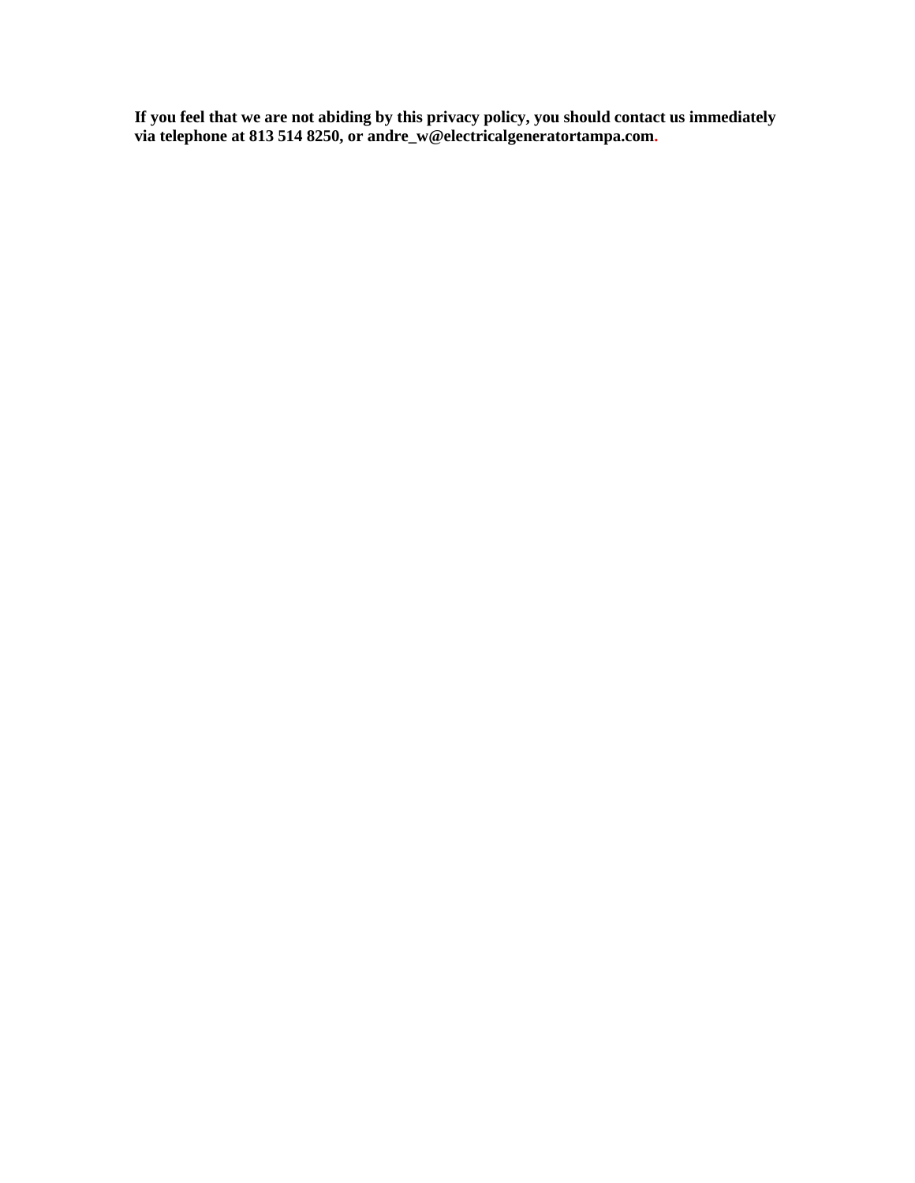**If you feel that we are not abiding by this privacy policy, you should contact us immediately via telephone at 813 514 8250, or andre_w@electricalgeneratortampa.com.**